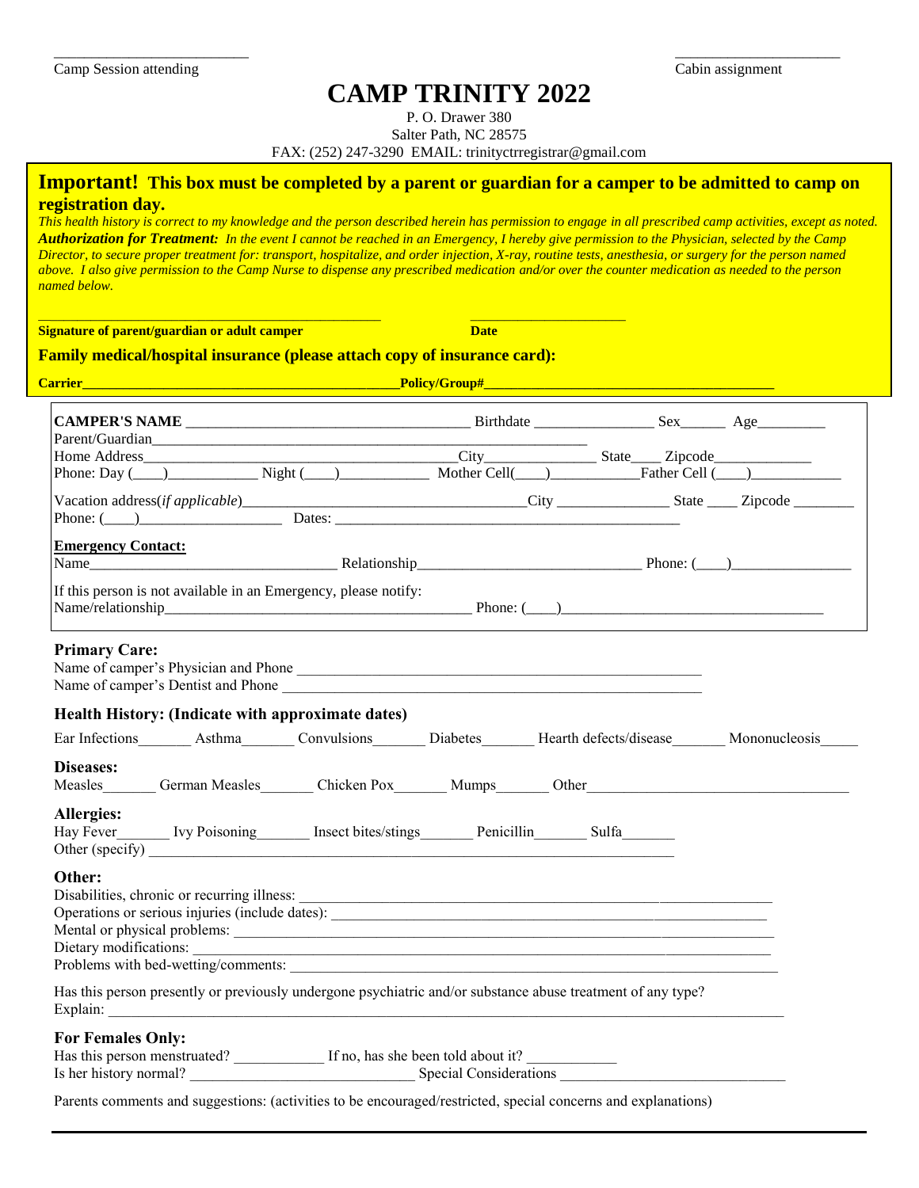Camp Session attending ____________________ Cabin assignment ____________________

# CAMP TRINITY 2022

P. O. Drawer 380
Salter Path, NC 28575
FAX: (252) 247-3290 EMAIL: trinityctrregistrar@gmail.com

**Important! This box must be completed by a parent or guardian for a camper to be admitted to camp on registration day.**

*This health history is correct to my knowledge and the person described herein has permission to engage in all prescribed camp activities, except as noted.*

***Authorization for Treatment:*** *In the event I cannot be reached in an Emergency, I hereby give permission to the Physician, selected by the Camp Director, to secure proper treatment for: transport, hospitalize, and order injection, X-ray, routine tests, anesthesia, or surgery for the person named above. I also give permission to the Camp Nurse to dispense any prescribed medication and/or over the counter medication as needed to the person named below.*

______________________________________ ____________________
**Signature of parent/guardian or adult camper** **Date**

**Family medical/hospital insurance (please attach copy of insurance card):**

**Carrier**______________________________**Policy/Group#**______________________________

**CAMPER'S NAME** ______________________________ Birthdate ____________ Sex______ Age________
Parent/Guardian______________________________________________
Home Address________________________________City______________ State____ Zipcode____________
Phone: Day (____)___________ Night (____)___________ Mother Cell(____)___________Father Cell (____)___________

Vacation address(*if applicable*)______________________________City ______________ State ____ Zipcode ________
Phone: (____)__________________ Dates: ________________________________________

**Emergency Contact:**
Name____________________________ Relationship__________________________ Phone: (____)_______________

If this person is not available in an Emergency, please notify:
Name/relationship____________________________________ Phone: (____)________________________________

## Primary Care:

Name of camper's Physician and Phone ______________________________________________
Name of camper's Dentist and Phone ______________________________________________

## Health History: (Indicate with approximate dates)

Ear Infections_______ Asthma_______ Convulsions_______ Diabetes_______ Hearth defects/disease_______ Mononucleosis_____

## Diseases:

Measles_______ German Measles_______ Chicken Pox_______ Mumps_______ Other________________________________

## Allergies:

Hay Fever_______ Ivy Poisoning_______ Insect bites/stings_______ Penicillin_______ Sulfa_______
Other (specify) ______________________________________________________________

## Other:

Disabilities, chronic or recurring illness: ______________________________________________
Operations or serious injuries (include dates): ______________________________________________
Mental or physical problems: ______________________________________________
Dietary modifications: ______________________________________________
Problems with bed-wetting/comments: ______________________________________________

Has this person presently or previously undergone psychiatric and/or substance abuse treatment of any type?
Explain: ______________________________________________________________

## For Females Only:

Has this person menstruated? ___________ If no, has she been told about it? ___________
Is her history normal? ____________________________ Special Considerations ____________________________

Parents comments and suggestions: (activities to be encouraged/restricted, special concerns and explanations)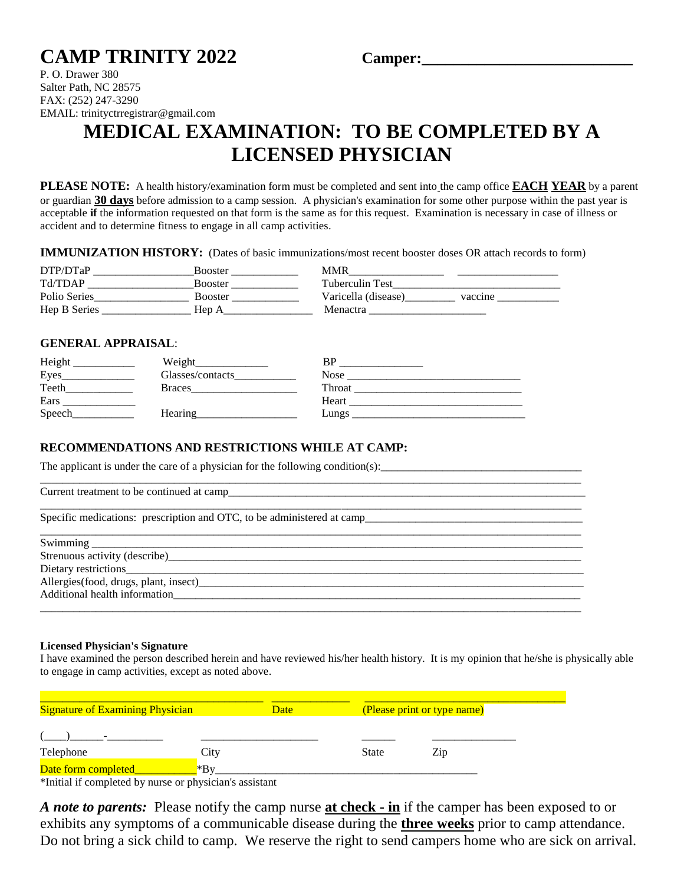# CAMP TRINITY 2022

**Camper:**\_\_\_\_\_\_\_\_\_\_\_\_\_\_\_\_\_\_\_\_\_\_\_\_\_\_

P. O. Drawer 380
Salter Path, NC 28575
FAX: (252) 247-3290
EMAIL: trinityctrregistrar@gmail.com

## MEDICAL EXAMINATION: TO BE COMPLETED BY A LICENSED PHYSICIAN

**PLEASE NOTE:** A health history/examination form must be completed and sent into the camp office **EACH YEAR** by a parent or guardian **30 days** before admission to a camp session. A physician's examination for some other purpose within the past year is acceptable **if** the information requested on that form is the same as for this request. Examination is necessary in case of illness or accident and to determine fitness to engage in all camp activities.

**IMMUNIZATION HISTORY:** (Dates of basic immunizations/most recent booster doses OR attach records to form)

DTP/DTaP \_\_\_\_\_\_\_\_\_\_\_\_\_\_\_\_\_\_ Booster \_\_\_\_\_\_\_\_\_\_\_\_ MMR\_\_\_\_\_\_\_\_\_\_\_\_\_\_\_\_\_ \_\_\_\_\_\_\_\_\_\_\_\_\_\_\_\_\_\_
Td/TDAP \_\_\_\_\_\_\_\_\_\_\_\_\_\_\_\_\_\_\_ Booster \_\_\_\_\_\_\_\_\_\_\_\_ Tuberculin Test\_\_\_\_\_\_\_\_\_\_\_\_\_\_\_\_\_\_\_\_\_\_\_\_\_\_\_\_\_\_\_
Polio Series\_\_\_\_\_\_\_\_\_\_\_\_\_\_\_\_\_ Booster \_\_\_\_\_\_\_\_\_\_\_\_ Varicella (disease)\_\_\_\_\_\_\_\_\_ vaccine \_\_\_\_\_\_\_\_\_\_\_
Hep B Series \_\_\_\_\_\_\_\_\_\_\_\_\_\_\_\_ Hep A\_\_\_\_\_\_\_\_\_\_\_\_\_\_\_\_ Menactra \_\_\_\_\_\_\_\_\_\_\_\_\_\_\_\_\_\_\_\_\_

**GENERAL APPRAISAL**:

Height \_\_\_\_\_\_\_\_\_\_\_ Weight\_\_\_\_\_\_\_\_\_\_\_\_\_ BP \_\_\_\_\_\_\_\_\_\_\_\_\_\_\_
Eyes\_\_\_\_\_\_\_\_\_\_\_\_\_ Glasses/contacts\_\_\_\_\_\_\_\_\_\_\_ Nose \_\_\_\_\_\_\_\_\_\_\_\_\_\_\_\_\_\_\_\_\_\_\_\_\_\_\_\_\_\_\_
Teeth\_\_\_\_\_\_\_\_\_\_\_\_ Braces\_\_\_\_\_\_\_\_\_\_\_\_\_\_\_\_\_\_\_ Throat \_\_\_\_\_\_\_\_\_\_\_\_\_\_\_\_\_\_\_\_\_\_\_\_\_\_\_\_\_\_
Ears \_\_\_\_\_\_\_\_\_\_\_\_\_ Heart \_\_\_\_\_\_\_\_\_\_\_\_\_\_\_\_\_\_\_\_\_\_\_\_\_\_\_\_\_\_\_
Speech\_\_\_\_\_\_\_\_\_\_\_ Hearing\_\_\_\_\_\_\_\_\_\_\_\_\_\_\_\_\_\_ Lungs \_\_\_\_\_\_\_\_\_\_\_\_\_\_\_\_\_\_\_\_\_\_\_\_\_\_\_\_\_\_\_

### RECOMMENDATIONS AND RESTRICTIONS WHILE AT CAMP:

The applicant is under the care of a physician for the following condition(s):\_\_\_\_\_\_\_\_\_\_\_\_\_\_\_\_\_\_\_\_\_\_\_\_\_\_\_\_\_\_\_\_\_\_\_\_

Current treatment to be continued at camp\_\_\_\_\_\_\_\_\_\_\_\_\_\_\_\_\_\_\_\_\_\_\_\_\_\_\_\_\_\_\_\_\_\_\_\_\_\_\_\_\_\_\_\_\_\_\_\_\_\_\_\_\_\_\_\_\_\_\_\_\_\_\_\_\_

Specific medications: prescription and OTC, to be administered at camp\_\_\_\_\_\_\_\_\_\_\_\_\_\_\_\_\_\_\_\_\_\_\_\_\_\_\_\_\_\_\_\_\_\_\_\_\_\_\_\_

Swimming \_\_\_\_\_\_\_\_\_\_\_\_\_\_\_\_\_\_\_\_\_\_\_\_\_\_\_\_\_\_\_\_\_\_\_\_\_\_\_\_\_\_\_\_\_\_\_\_\_\_\_\_\_\_\_\_\_\_\_\_\_\_\_\_\_\_\_\_\_\_\_\_\_\_\_\_\_\_\_\_\_\_\_\_\_\_\_
Strenuous activity (describe)\_\_\_\_\_\_\_\_\_\_\_\_\_\_\_\_\_\_\_\_\_\_\_\_\_\_\_\_\_\_\_\_\_\_\_\_\_\_\_\_\_\_\_\_\_\_\_\_\_\_\_\_\_\_\_\_\_\_\_\_\_\_\_\_\_\_\_\_\_\_\_\_\_\_
Dietary restrictions\_\_\_\_\_\_\_\_\_\_\_\_\_\_\_\_\_\_\_\_\_\_\_\_\_\_\_\_\_\_\_\_\_\_\_\_\_\_\_\_\_\_\_\_\_\_\_\_\_\_\_\_\_\_\_\_\_\_\_\_\_\_\_\_\_\_\_\_\_\_\_\_\_\_\_\_\_\_\_\_\_
Allergies(food, drugs, plant, insect)\_\_\_\_\_\_\_\_\_\_\_\_\_\_\_\_\_\_\_\_\_\_\_\_\_\_\_\_\_\_\_\_\_\_\_\_\_\_\_\_\_\_\_\_\_\_\_\_\_\_\_\_\_\_\_\_\_\_\_\_\_\_\_\_\_\_\_\_\_\_
Additional health information\_\_\_\_\_\_\_\_\_\_\_\_\_\_\_\_\_\_\_\_\_\_\_\_\_\_\_\_\_\_\_\_\_\_\_\_\_\_\_\_\_\_\_\_\_\_\_\_\_\_\_\_\_\_\_\_\_\_\_\_\_\_\_\_\_\_\_\_\_\_\_\_\_

**Licensed Physician's Signature**

I have examined the person described herein and have reviewed his/her health history. It is my opinion that he/she is physically able to engage in camp activities, except as noted above.

\_\_\_\_\_\_\_\_\_\_\_\_\_\_\_\_\_\_\_\_\_\_\_\_\_\_\_\_\_\_\_\_\_\_\_\_\_\_\_ \_\_\_\_\_\_\_\_\_\_\_\_\_\_ \_\_\_\_\_\_\_\_\_\_\_\_\_\_\_\_\_\_\_\_\_\_\_\_\_\_\_\_\_\_\_\_\_\_\_\_\_
Signature of Examining Physician     Date     (Please print or type name)

(\_\_\_\_)\_\_\_\_\_\_-\_\_\_\_\_\_\_\_\_\_ \_\_\_\_\_\_\_\_\_\_\_\_\_\_\_\_\_\_\_\_\_\_ \_\_\_\_\_\_ \_\_\_\_\_\_\_\_\_\_\_\_\_\_\_
Telephone     City     State     Zip

Date form completed\_\_\_\_\_\_\_\_\_\_\_ *By\_\_\_\_\_\_\_\_\_\_\_\_\_\_\_\_\_\_\_\_\_\_\_\_\_\_\_\_\_\_\_\_\_\_\_\_\_\_\_\_\_\_\_\_\_\_\_\_\_

*Initial if completed by nurse or physician's assistant

***A note to parents:*** Please notify the camp nurse **at check - in** if the camper has been exposed to or exhibits any symptoms of a communicable disease during the **three weeks** prior to camp attendance. Do not bring a sick child to camp. We reserve the right to send campers home who are sick on arrival.